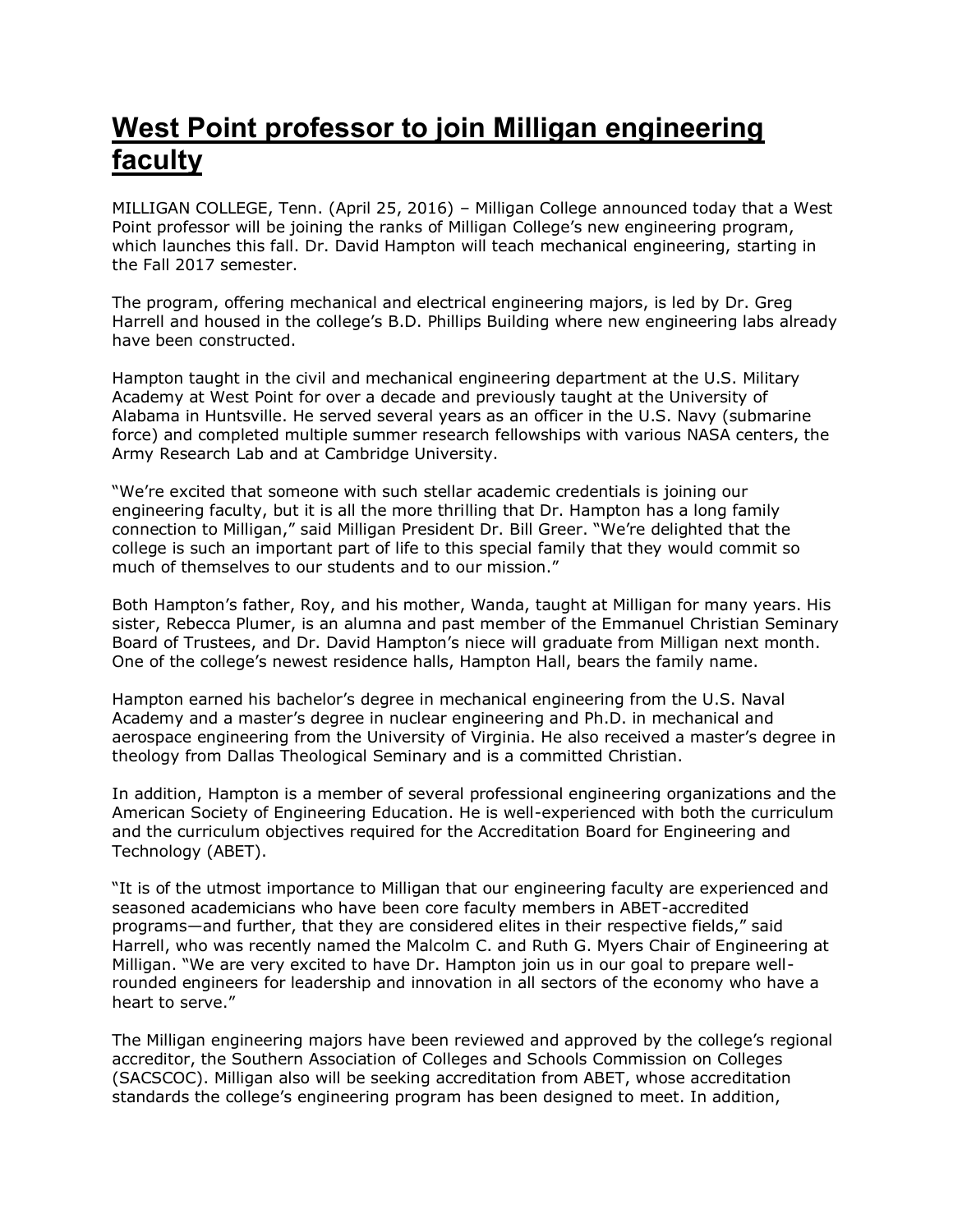# West Point professor to join Milligan engineering faculty

MILLIGAN COLLEGE, Tenn. (April 25, 2016) – Milligan College announced today that a West Point professor will be joining the ranks of Milligan College's new engineering program, which launches this fall. Dr. David Hampton will teach mechanical engineering, starting in the Fall 2017 semester.

The program, offering mechanical and electrical engineering majors, is led by Dr. Greg Harrell and housed in the college's B.D. Phillips Building where new engineering labs already have been constructed.

Hampton taught in the civil and mechanical engineering department at the U.S. Military Academy at West Point for over a decade and previously taught at the University of Alabama in Huntsville. He served several years as an officer in the U.S. Navy (submarine force) and completed multiple summer research fellowships with various NASA centers, the Army Research Lab and at Cambridge University.

"We're excited that someone with such stellar academic credentials is joining our engineering faculty, but it is all the more thrilling that Dr. Hampton has a long family connection to Milligan," said Milligan President Dr. Bill Greer. "We're delighted that the college is such an important part of life to this special family that they would commit so much of themselves to our students and to our mission."

Both Hampton's father, Roy, and his mother, Wanda, taught at Milligan for many years. His sister, Rebecca Plumer, is an alumna and past member of the Emmanuel Christian Seminary Board of Trustees, and Dr. David Hampton's niece will graduate from Milligan next month. One of the college's newest residence halls, Hampton Hall, bears the family name.

Hampton earned his bachelor's degree in mechanical engineering from the U.S. Naval Academy and a master's degree in nuclear engineering and Ph.D. in mechanical and aerospace engineering from the University of Virginia. He also received a master's degree in theology from Dallas Theological Seminary and is a committed Christian.

In addition, Hampton is a member of several professional engineering organizations and the American Society of Engineering Education. He is well-experienced with both the curriculum and the curriculum objectives required for the Accreditation Board for Engineering and Technology (ABET).

"It is of the utmost importance to Milligan that our engineering faculty are experienced and seasoned academicians who have been core faculty members in ABET-accredited programs—and further, that they are considered elites in their respective fields," said Harrell, who was recently named the Malcolm C. and Ruth G. Myers Chair of Engineering at Milligan. "We are very excited to have Dr. Hampton join us in our goal to prepare well-rounded engineers for leadership and innovation in all sectors of the economy who have a heart to serve."

The Milligan engineering majors have been reviewed and approved by the college's regional accreditor, the Southern Association of Colleges and Schools Commission on Colleges (SACSCOC). Milligan also will be seeking accreditation from ABET, whose accreditation standards the college's engineering program has been designed to meet. In addition,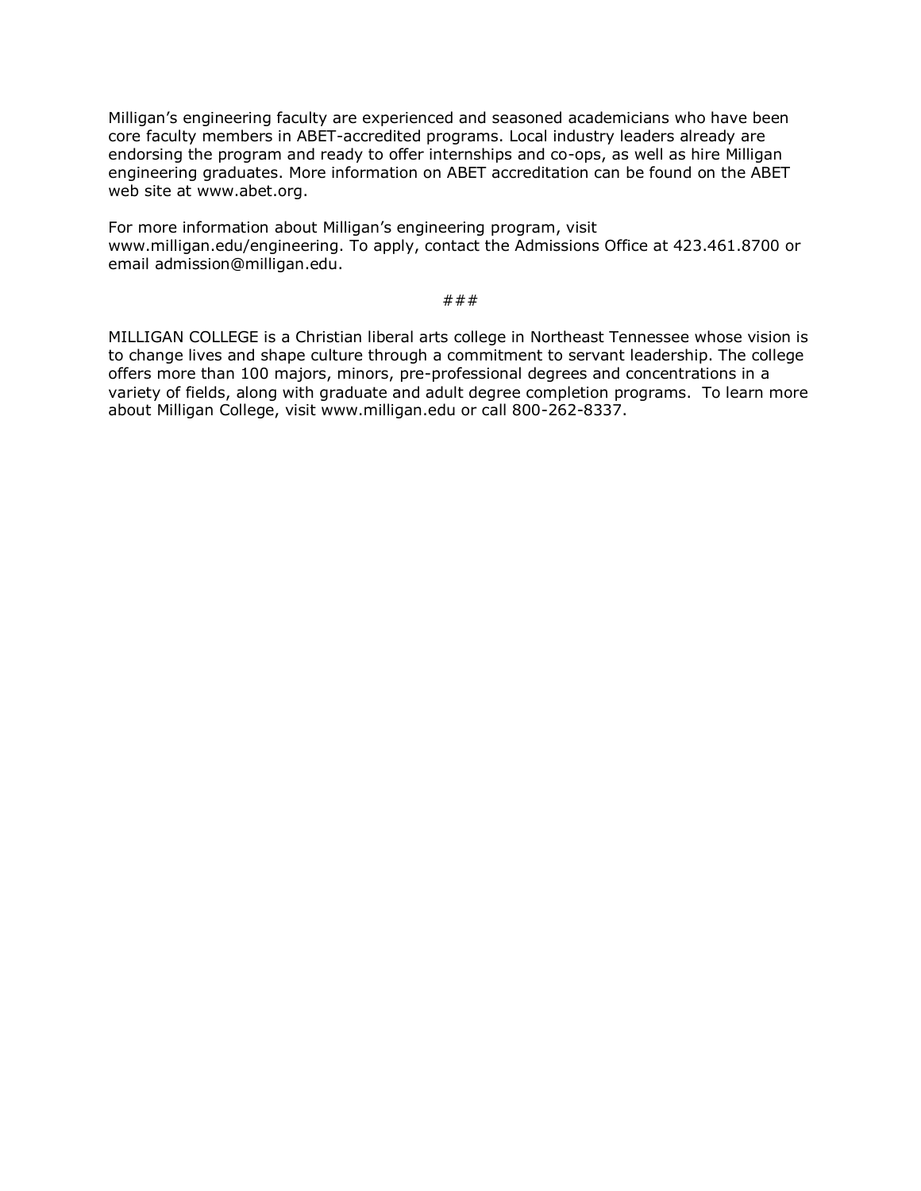Milligan's engineering faculty are experienced and seasoned academicians who have been core faculty members in ABET-accredited programs. Local industry leaders already are endorsing the program and ready to offer internships and co-ops, as well as hire Milligan engineering graduates. More information on ABET accreditation can be found on the ABET web site at www.abet.org.

For more information about Milligan's engineering program, visit www.milligan.edu/engineering. To apply, contact the Admissions Office at 423.461.8700 or email admission@milligan.edu.

###

MILLIGAN COLLEGE is a Christian liberal arts college in Northeast Tennessee whose vision is to change lives and shape culture through a commitment to servant leadership. The college offers more than 100 majors, minors, pre-professional degrees and concentrations in a variety of fields, along with graduate and adult degree completion programs. To learn more about Milligan College, visit www.milligan.edu or call 800-262-8337.